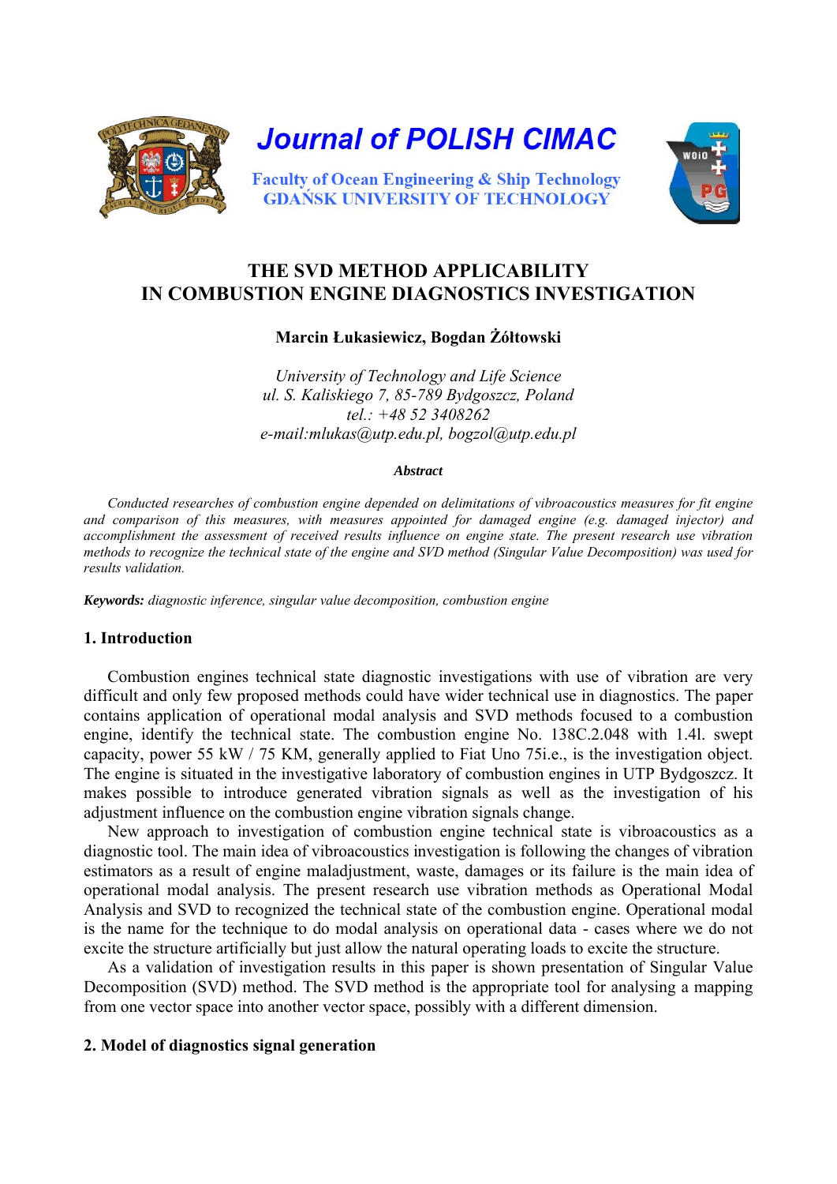# THE SVD METHOD APPLICABILITY IN COMBUSTION ENGINE DIAGNOSTICS INVESTIGATION

**Marcin Łukasiewicz, Bogdan Żółtowski**

*University of Technology and Life Science*
*ul. S. Kaliskiego 7, 85-789 Bydgoszcz, Poland*
*tel.: +48 52 3408262*
*e-mail:mlukas@utp.edu.pl, bogzol@utp.edu.pl*

***Abstract***

*Conducted researches of combustion engine depended on delimitations of vibroacoustics measures for fit engine and comparison of this measures, with measures appointed for damaged engine (e.g. damaged injector) and accomplishment the assessment of received results influence on engine state. The present research use vibration methods to recognize the technical state of the engine and SVD method (Singular Value Decomposition) was used for results validation.*

***Keywords:*** *diagnostic inference, singular value decomposition, combustion engine*

## 1. Introduction

Combustion engines technical state diagnostic investigations with use of vibration are very difficult and only few proposed methods could have wider technical use in diagnostics. The paper contains application of operational modal analysis and SVD methods focused to a combustion engine, identify the technical state. The combustion engine No. 138C.2.048 with 1.4l. swept capacity, power 55 kW / 75 KM, generally applied to Fiat Uno 75i.e., is the investigation object. The engine is situated in the investigative laboratory of combustion engines in UTP Bydgoszcz. It makes possible to introduce generated vibration signals as well as the investigation of his adjustment influence on the combustion engine vibration signals change.

New approach to investigation of combustion engine technical state is vibroacoustics as a diagnostic tool. The main idea of vibroacoustics investigation is following the changes of vibration estimators as a result of engine maladjustment, waste, damages or its failure is the main idea of operational modal analysis. The present research use vibration methods as Operational Modal Analysis and SVD to recognized the technical state of the combustion engine. Operational modal is the name for the technique to do modal analysis on operational data - cases where we do not excite the structure artificially but just allow the natural operating loads to excite the structure.

As a validation of investigation results in this paper is shown presentation of Singular Value Decomposition (SVD) method. The SVD method is the appropriate tool for analysing a mapping from one vector space into another vector space, possibly with a different dimension.

## 2. Model of diagnostics signal generation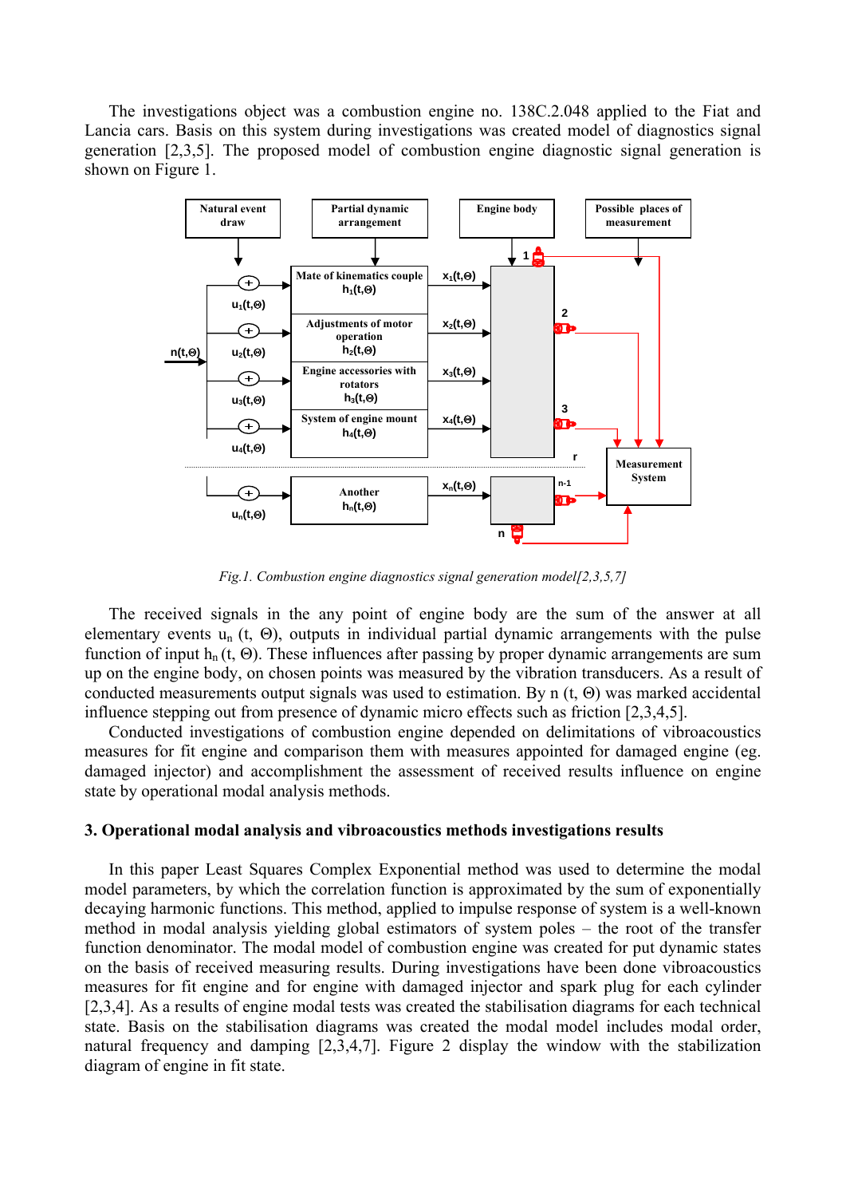The investigations object was a combustion engine no. 138C.2.048 applied to the Fiat and Lancia cars. Basis on this system during investigations was created model of diagnostics signal generation [2,3,5]. The proposed model of combustion engine diagnostic signal generation is shown on Figure 1.

*Fig.1. Combustion engine diagnostics signal generation model[2,3,5,7]*

The received signals in the any point of engine body are the sum of the answer at all elementary events $u_n(t, \Theta)$, outputs in individual partial dynamic arrangements with the pulse function of input $h_n(t, \Theta)$. These influences after passing by proper dynamic arrangements are sum up on the engine body, on chosen points was measured by the vibration transducers. As a result of conducted measurements output signals was used to estimation. By $n(t, \Theta)$ was marked accidental influence stepping out from presence of dynamic micro effects such as friction [2,3,4,5].

Conducted investigations of combustion engine depended on delimitations of vibroacoustics measures for fit engine and comparison them with measures appointed for damaged engine (eg. damaged injector) and accomplishment the assessment of received results influence on engine state by operational modal analysis methods.

## 3. Operational modal analysis and vibroacoustics methods investigations results

In this paper Least Squares Complex Exponential method was used to determine the modal model parameters, by which the correlation function is approximated by the sum of exponentially decaying harmonic functions. This method, applied to impulse response of system is a well-known method in modal analysis yielding global estimators of system poles – the root of the transfer function denominator. The modal model of combustion engine was created for put dynamic states on the basis of received measuring results. During investigations have done vibroacoustics measures for fit engine and for engine with damaged injector and spark plug for each cylinder [2,3,4]. As a results of engine modal tests was created the stabilisation diagrams for each technical state. Basis on the stabilisation diagrams was created the modal model includes modal order, natural frequency and damping [2,3,4,7]. Figure 2 display the window with the stabilization diagram of engine in fit state.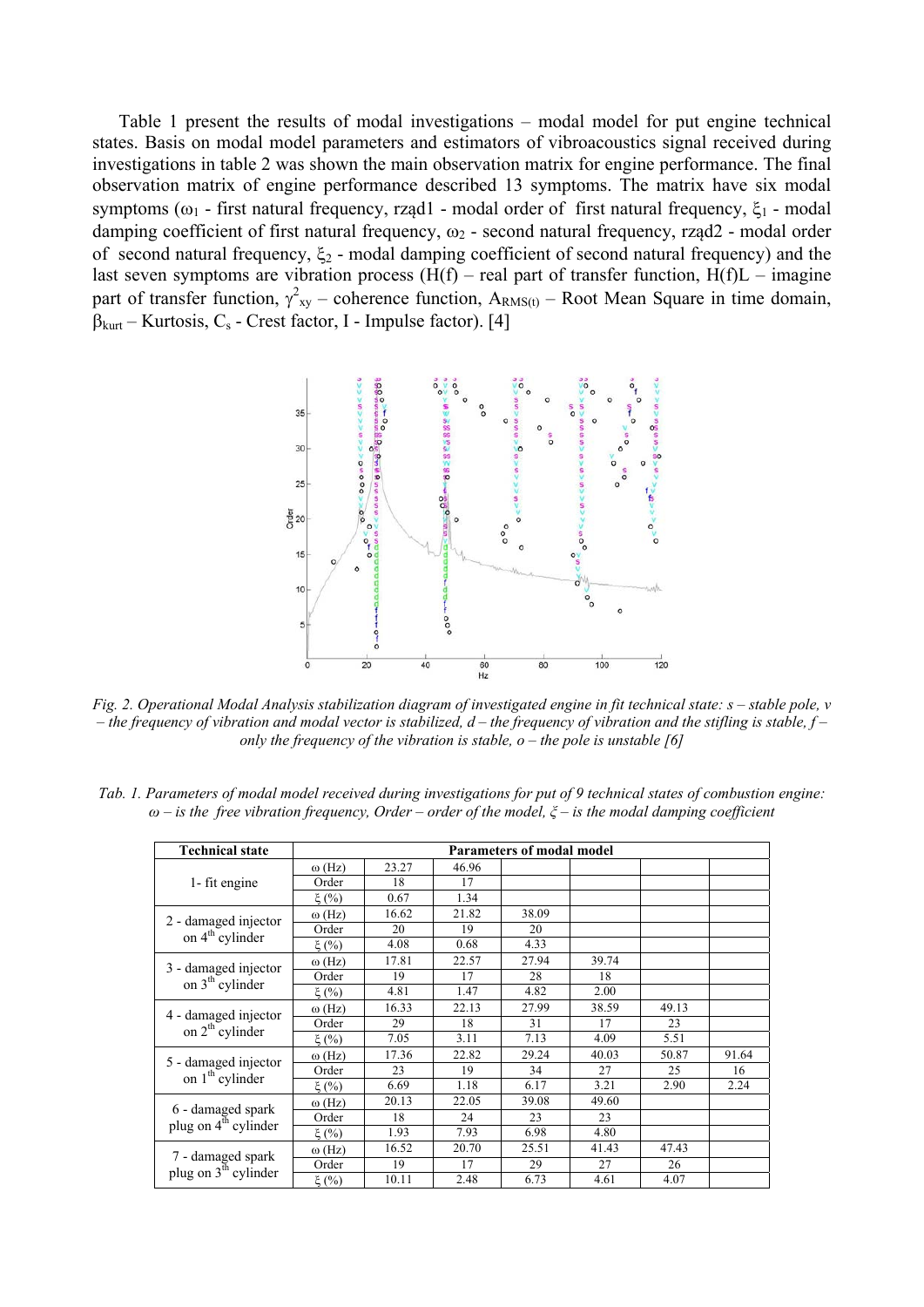Table 1 present the results of modal investigations – modal model for put engine technical states. Basis on modal model parameters and estimators of vibroacoustics signal received during investigations in table 2 was shown the main observation matrix for engine performance. The final observation matrix of engine performance described 13 symptoms. The matrix have six modal symptoms ($\omega_1$ - first natural frequency, rząd1 - modal order of first natural frequency, $\xi_1$ - modal damping coefficient of first natural frequency, $\omega_2$ - second natural frequency, rząd2 - modal order of second natural frequency, $\xi_2$ - modal damping coefficient of second natural frequency) and the last seven symptoms are vibration process (H(f) – real part of transfer function, H(f)L – imagine part of transfer function, $\gamma^2_{xy}$ – coherence function, $A_{RMS(t)}$ – Root Mean Square in time domain, $\beta_{kurt}$ – Kurtosis, $C_s$ - Crest factor, I - Impulse factor). [4]

*Fig. 2. Operational Modal Analysis stabilization diagram of investigated engine in fit technical state: s – stable pole, v – the frequency of vibration and modal vector is stabilized, d – the frequency of vibration and the stifling is stable, f – only the frequency of the vibration is stable, o – the pole is unstable [6]*

*Tab. 1. Parameters of modal model received during investigations for put of 9 technical states of combustion engine: ω – is the free vibration frequency, Order – order of the model, ξ – is the modal damping coefficient*

| Technical state | Parameters of modal model | | | | | | |
|---|---|---|---|---|---|---|---|
| 1- fit engine | ω (Hz) | 23.27 | 46.96 | | | | |
| | Order | 18 | 17 | | | | |
| | ξ (%) | 0.67 | 1.34 | | | | |
| 2 - damaged injector on 4th cylinder | ω (Hz) | 16.62 | 21.82 | 38.09 | | | |
| | Order | 20 | 19 | 20 | | | |
| | ξ (%) | 4.08 | 0.68 | 4.33 | | | |
| 3 - damaged injector on 3th cylinder | ω (Hz) | 17.81 | 22.57 | 27.94 | 39.74 | | |
| | Order | 19 | 17 | 28 | 18 | | |
| | ξ (%) | 4.81 | 1.47 | 4.82 | 2.00 | | |
| 4 - damaged injector on 2th cylinder | ω (Hz) | 16.33 | 22.13 | 27.99 | 38.59 | 49.13 | |
| | Order | 29 | 18 | 31 | 17 | 23 | |
| | ξ (%) | 7.05 | 3.11 | 7.13 | 4.09 | 5.51 | |
| 5 - damaged injector on 1th cylinder | ω (Hz) | 17.36 | 22.82 | 29.24 | 40.03 | 50.87 | 91.64 |
| | Order | 23 | 19 | 34 | 27 | 25 | 16 |
| | ξ (%) | 6.69 | 1.18 | 6.17 | 3.21 | 2.90 | 2.24 |
| 6 - damaged spark plug on 4th cylinder | ω (Hz) | 20.13 | 22.05 | 39.08 | 49.60 | | |
| | Order | 18 | 24 | 23 | 23 | | |
| | ξ (%) | 1.93 | 7.93 | 6.98 | 4.80 | | |
| 7 - damaged spark plug on 3th cylinder | ω (Hz) | 16.52 | 20.70 | 25.51 | 41.43 | 47.43 | |
| | Order | 19 | 17 | 29 | 27 | 26 | |
| | ξ (%) | 10.11 | 2.48 | 6.73 | 4.61 | 4.07 | |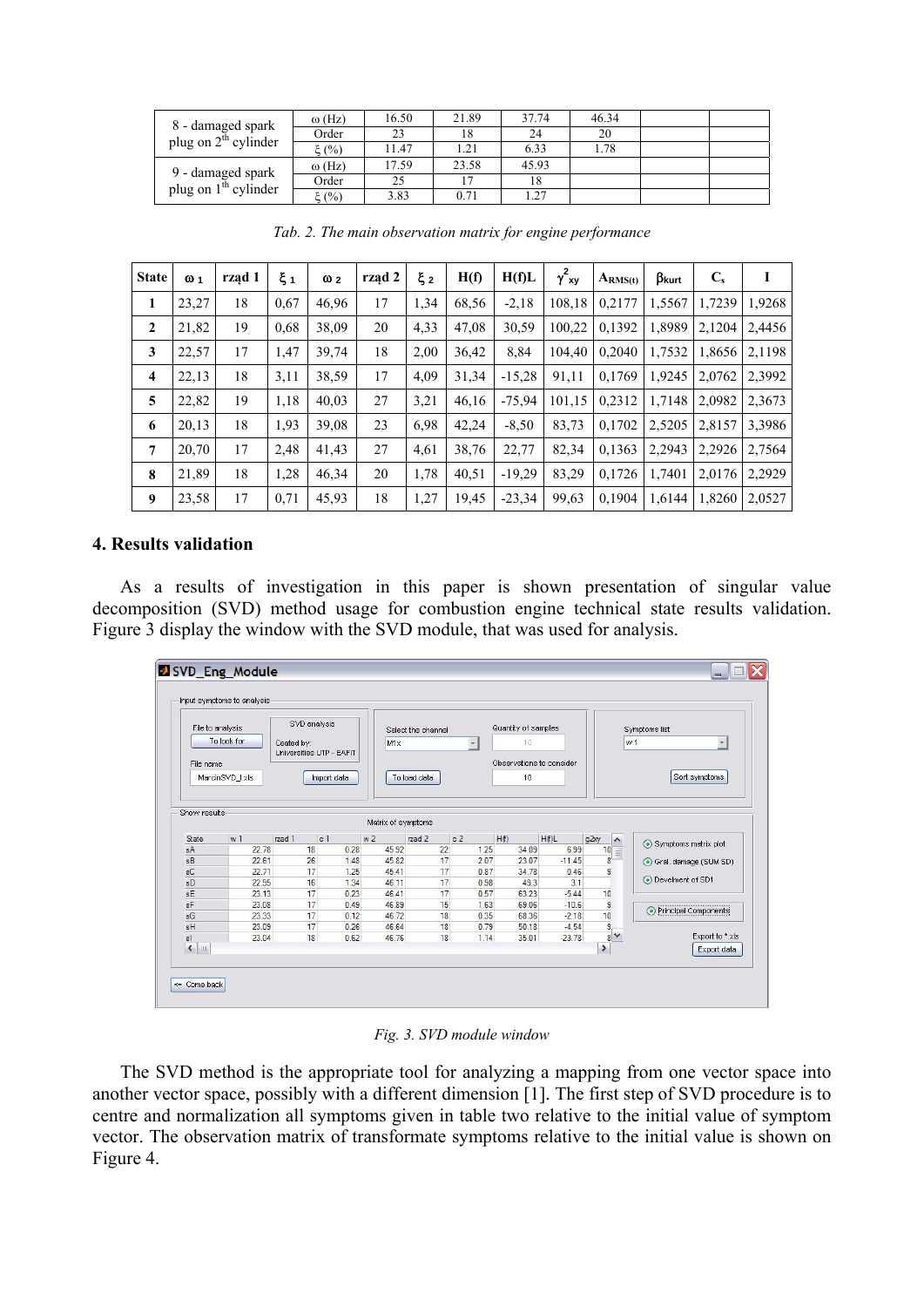| | | | | | | | |
|---|---|---|---|---|---|---|---|
| 8 - damaged spark plug on 2[th] cylinder | ω (Hz) | 16.50 | 21.89 | 37.74 | 46.34 | | |
| | Order | 23 | 18 | 24 | 20 | | |
| | ξ (%) | 11.47 | 1.21 | 6.33 | 1.78 | | |
| 9 - damaged spark plug on 1[th] cylinder | ω (Hz) | 17.59 | 23.58 | 45.93 | | | |
| | Order | 25 | 17 | 18 | | | |
| | ξ (%) | 3.83 | 0.71 | 1.27 | | | |

*Tab. 2. The main observation matrix for engine performance*

| State | $\omega_1$ | rząd 1 | $\xi_1$ | $\omega_2$ | rząd 2 | $\xi_2$ | H(f) | H(f)L | $\gamma^2_{xy}$ | $A_{RMS(t)}$ | $\beta_{kurt}$ | $C_s$ | I |
|---|---|---|---|---|---|---|---|---|---|---|---|---|---|
| 1 | 23,27 | 18 | 0,67 | 46,96 | 17 | 1,34 | 68,56 | -2,18 | 108,18 | 0,2177 | 1,5567 | 1,7239 | 1,9268 |
| 2 | 21,82 | 19 | 0,68 | 38,09 | 20 | 4,33 | 47,08 | 30,59 | 100,22 | 0,1392 | 1,8989 | 2,1204 | 2,4456 |
| 3 | 22,57 | 17 | 1,47 | 39,74 | 18 | 2,00 | 36,42 | 8,84 | 104,40 | 0,2040 | 1,7532 | 1,8656 | 2,1198 |
| 4 | 22,13 | 18 | 3,11 | 38,59 | 17 | 4,09 | 31,34 | -15,28 | 91,11 | 0,1769 | 1,9245 | 2,0762 | 2,3992 |
| 5 | 22,82 | 19 | 1,18 | 40,03 | 27 | 3,21 | 46,16 | -75,94 | 101,15 | 0,2312 | 1,7148 | 2,0982 | 2,3673 |
| 6 | 20,13 | 18 | 1,93 | 39,08 | 23 | 6,98 | 42,24 | -8,50 | 83,73 | 0,1702 | 2,5205 | 2,8157 | 3,3986 |
| 7 | 20,70 | 17 | 2,48 | 41,43 | 27 | 4,61 | 38,76 | 22,77 | 82,34 | 0,1363 | 2,2943 | 2,2926 | 2,7564 |
| 8 | 21,89 | 18 | 1,28 | 46,34 | 20 | 1,78 | 40,51 | -19,29 | 83,29 | 0,1726 | 1,7401 | 2,0176 | 2,2929 |
| 9 | 23,58 | 17 | 0,71 | 45,93 | 18 | 1,27 | 19,45 | -23,34 | 99,63 | 0,1904 | 1,6144 | 1,8260 | 2,0527 |

## 4. Results validation

As a results of investigation in this paper is shown presentation of singular value decomposition (SVD) method usage for combustion engine technical state results validation. Figure 3 display the window with the SVD module, that was used for analysis.

*Fig. 3. SVD module window*

The SVD method is the appropriate tool for analyzing a mapping from one vector space into another vector space, possibly with a different dimension [1]. The first step of SVD procedure is to centre and normalization all symptoms given in table two relative to the initial value of symptom vector. The observation matrix of transformate symptoms relative to the initial value is shown on Figure 4.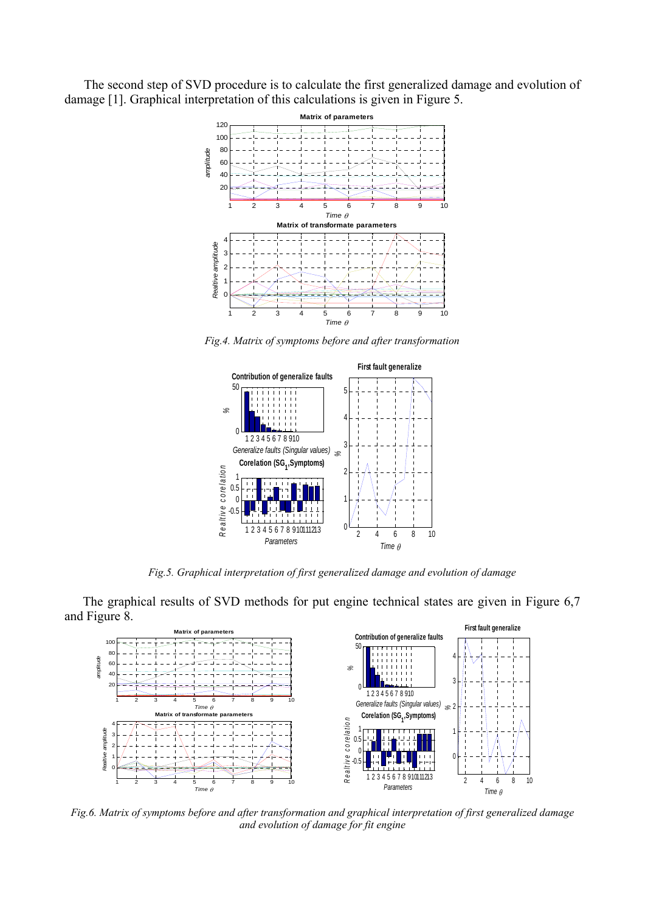The second step of SVD procedure is to calculate the first generalized damage and evolution of damage [1]. Graphical interpretation of this calculations is given in Figure 5.

*Fig.4. Matrix of symptoms before and after transformation*

*Fig.5. Graphical interpretation of first generalized damage and evolution of damage*

The graphical results of SVD methods for put engine technical states are given in Figure 6,7 and Figure 8.

*Fig.6. Matrix of symptoms before and after transformation and graphical interpretation of first generalized damage and evolution of damage for fit engine*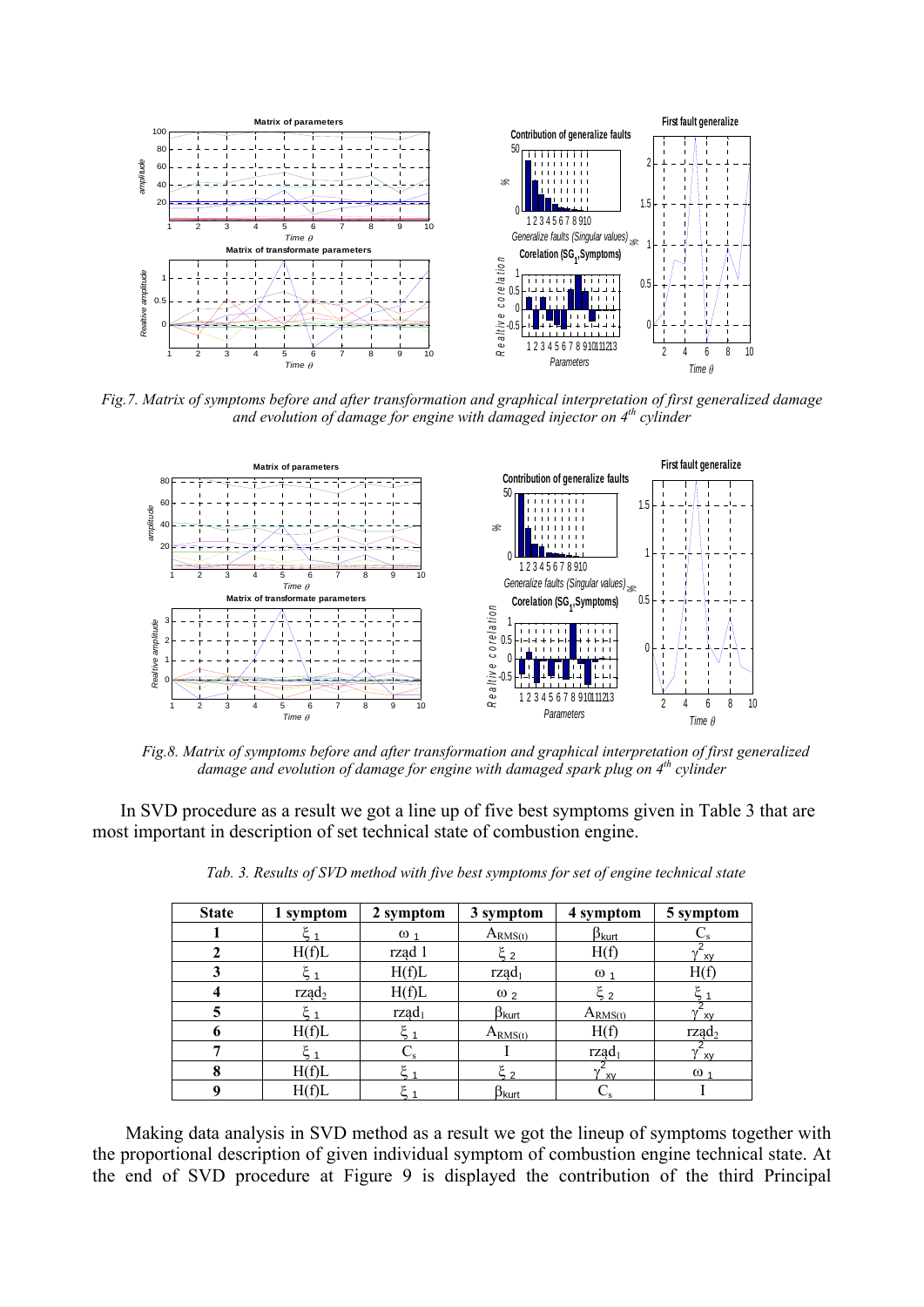Fig.7. Matrix of symptoms before and after transformation and graphical interpretation of first generalized damage and evolution of damage for engine with damaged injector on 4[th] cylinder

Fig.8. Matrix of symptoms before and after transformation and graphical interpretation of first generalized damage and evolution of damage for engine with damaged spark plug on 4[th] cylinder

In SVD procedure as a result we got a line up of five best symptoms given in Table 3 that are most important in description of set technical state of combustion engine.

*Tab. 3. Results of SVD method with five best symptoms for set of engine technical state*

| State | 1 symptom | 2 symptom | 3 symptom | 4 symptom | 5 symptom |
|---|---|---|---|---|---|
| 1 | $\xi_1$ | $\omega_1$ | $A_{RMS(t)}$ | $\beta_{kurt}$ | $C_s$ |
| 2 | H(f)L | rząd 1 | $\xi_2$ | H(f) | $\gamma^2_{xy}$ |
| 3 | $\xi_1$ | H(f)L | $rząd_1$ | $\omega_1$ | H(f) |
| 4 | $rząd_2$ | H(f)L | $\omega_2$ | $\xi_2$ | $\xi_1$ |
| 5 | $\xi_1$ | $rząd_1$ | $\beta_{kurt}$ | $A_{RMS(t)}$ | $\gamma^2_{xy}$ |
| 6 | H(f)L | $\xi_1$ | $A_{RMS(t)}$ | H(f) | $rząd_2$ |
| 7 | $\xi_1$ | $C_s$ | I | $rząd_1$ | $\gamma^2_{xy}$ |
| 8 | H(f)L | $\xi_1$ | $\xi_2$ | $\gamma^2_{xy}$ | $\omega_1$ |
| 9 | H(f)L | $\xi_1$ | $\beta_{kurt}$ | $C_s$ | I |

Making data analysis in SVD method as a result we got the lineup of symptoms together with the proportional description of given individual symptom of combustion engine technical state. At the end of SVD procedure at Figure 9 is displayed the contribution of the third Principal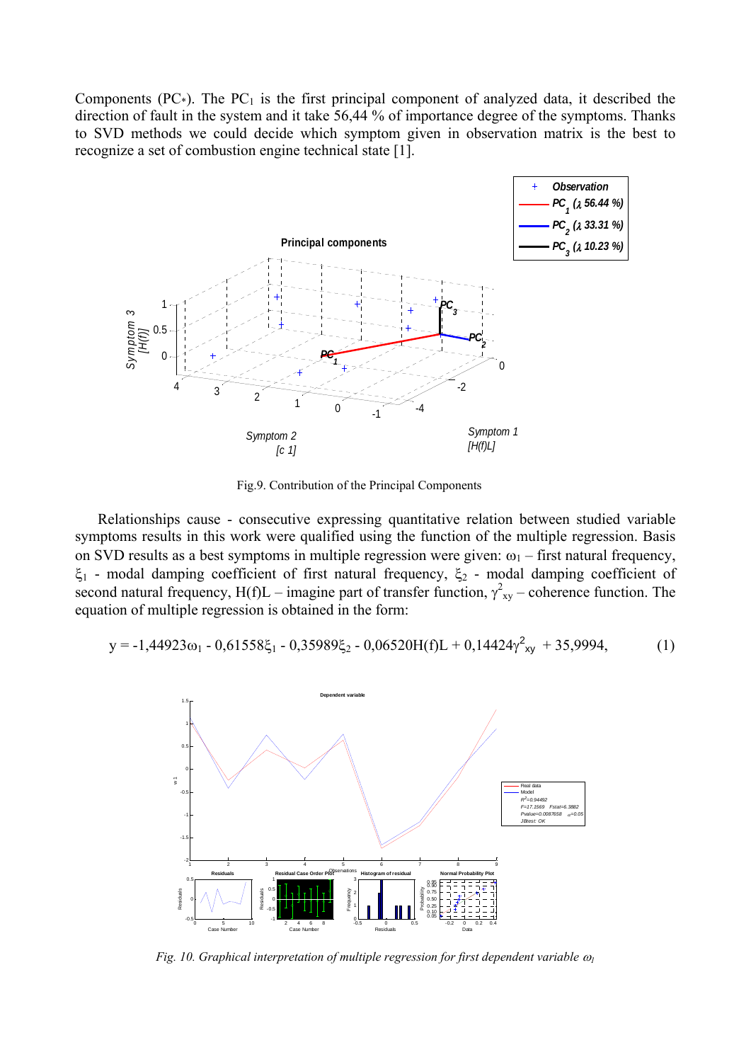Components ($PC_*$). The $PC_1$ is the first principal component of analyzed data, it described the direction of fault in the system and it take 56,44 % of importance degree of the symptoms. Thanks to SVD methods we could decide which symptom given in observation matrix is the best to recognize a set of combustion engine technical state [1].

Fig.9. Contribution of the Principal Components

Relationships cause - consecutive expressing quantitative relation between studied variable symptoms results in this work were qualified using the function of the multiple regression. Basis on SVD results as a best symptoms in multiple regression were given: $\omega_1$ – first natural frequency, $\xi_1$ - modal damping coefficient of first natural frequency, $\xi_2$ - modal damping coefficient of second natural frequency, H(f)L – imagine part of transfer function, $\gamma^2_{xy}$ – coherence function. The equation of multiple regression is obtained in the form:

$$y = -1{,}44923\omega_1 - 0{,}61558\xi_1 - 0{,}35989\xi_2 - 0{,}06520H(f)L + 0{,}14424\gamma^2_{xy} + 35{,}9994, \qquad (1)$$

*Fig. 10. Graphical interpretation of multiple regression for first dependent variable $\omega_1$*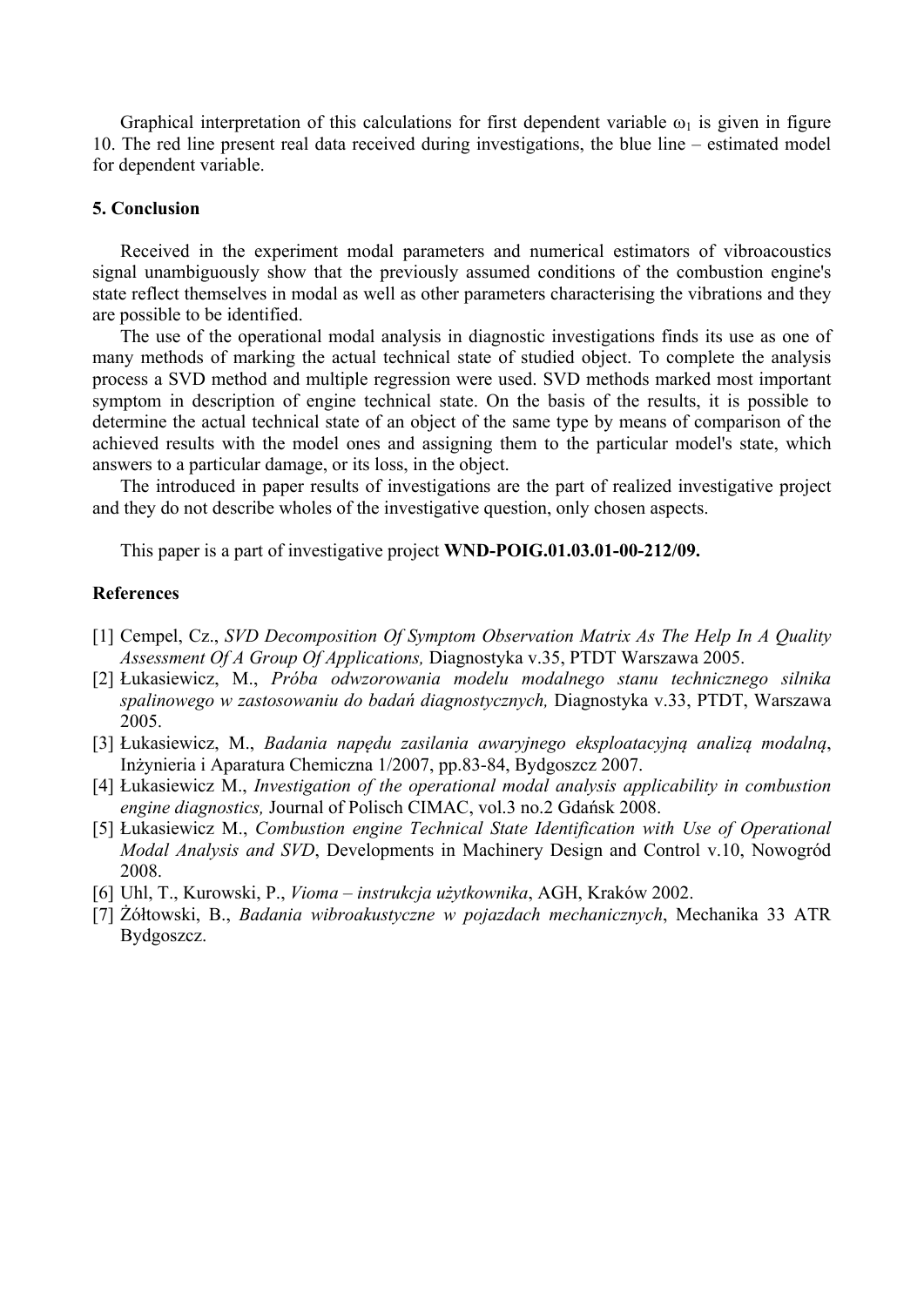Graphical interpretation of this calculations for first dependent variable $\omega_1$ is given in figure 10. The red line present real data received during investigations, the blue line – estimated model for dependent variable.

## 5. Conclusion

Received in the experiment modal parameters and numerical estimators of vibroacoustics signal unambiguously show that the previously assumed conditions of the combustion engine's state reflect themselves in modal as well as other parameters characterising the vibrations and they are possible to be identified.

The use of the operational modal analysis in diagnostic investigations finds its use as one of many methods of marking the actual technical state of studied object. To complete the analysis process a SVD method and multiple regression were used. SVD methods marked most important symptom in description of engine technical state. On the basis of the results, it is possible to determine the actual technical state of an object of the same type by means of comparison of the achieved results with the model ones and assigning them to the particular model's state, which answers to a particular damage, or its loss, in the object.

The introduced in paper results of investigations are the part of realized investigative project and they do not describe wholes of the investigative question, only chosen aspects.

This paper is a part of investigative project **WND-POIG.01.03.01-00-212/09.**

## References

[1] Cempel, Cz., *SVD Decomposition Of Symptom Observation Matrix As The Help In A Quality Assessment Of A Group Of Applications,* Diagnostyka v.35, PTDT Warszawa 2005.

[2] Łukasiewicz, M., *Próba odwzorowania modelu modalnego stanu technicznego silnika spalinowego w zastosowaniu do badań diagnostycznych,* Diagnostyka v.33, PTDT, Warszawa 2005.

[3] Łukasiewicz, M., *Badania napędu zasilania awaryjnego eksploatacyjną analizą modalną*, Inżynieria i Aparatura Chemiczna 1/2007, pp.83-84, Bydgoszcz 2007.

[4] Łukasiewicz M., *Investigation of the operational modal analysis applicability in combustion engine diagnostics,* Journal of Polisch CIMAC, vol.3 no.2 Gdańsk 2008.

[5] Łukasiewicz M., *Combustion engine Technical State Identification with Use of Operational Modal Analysis and SVD*, Developments in Machinery Design and Control v.10, Nowogród 2008.

[6] Uhl, T., Kurowski, P., *Vioma – instrukcja użytkownika*, AGH, Kraków 2002.

[7] Żółtowski, B., *Badania wibroakustyczne w pojazdach mechanicznych*, Mechanika 33 ATR Bydgoszcz.